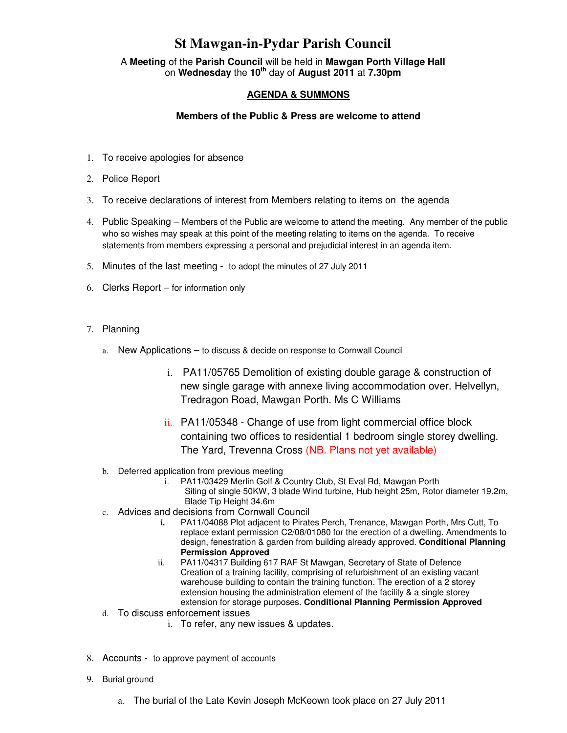# St Mawgan-in-Pydar Parish Council

A **Meeting** of the **Parish Council** will be held in **Mawgan Porth Village Hall** on **Wednesday** the **10th** day of **August 2011** at **7.30pm**

## AGENDA & SUMMONS

**Members of the Public & Press are welcome to attend**

1. To receive apologies for absence
2. Police Report
3. To receive declarations of interest from Members relating to items on the agenda
4. Public Speaking – Members of the Public are welcome to attend the meeting. Any member of the public who so wishes may speak at this point of the meeting relating to items on the agenda. To receive statements from members expressing a personal and prejudicial interest in an agenda item.
5. Minutes of the last meeting - to adopt the minutes of 27 July 2011
6. Clerks Report – for information only
7. Planning
   a. New Applications – to discuss & decide on response to Cornwall Council
      i. PA11/05765 Demolition of existing double garage & construction of new single garage with annexe living accommodation over. Helvellyn, Tredragon Road, Mawgan Porth. Ms C Williams
      ii. PA11/05348 - Change of use from light commercial office block containing two offices to residential 1 bedroom single storey dwelling. The Yard, Trevenna Cross (NB. Plans not yet available)
   b. Deferred application from previous meeting
      i. PA11/03429 Merlin Golf & Country Club, St Eval Rd, Mawgan Porth Siting of single 50KW, 3 blade Wind turbine, Hub height 25m, Rotor diameter 19.2m, Blade Tip Height 34.6m
   c. Advices and decisions from Cornwall Council
      i. PA11/04088 Plot adjacent to Pirates Perch, Trenance, Mawgan Porth, Mrs Cutt, To replace extant permission C2/08/01080 for the erection of a dwelling. Amendments to design, fenestration & garden from building already approved. **Conditional Planning Permission Approved**
      ii. PA11/04317 Building 617 RAF St Mawgan, Secretary of State of Defence Creation of a training facility, comprising of refurbishment of an existing vacant warehouse building to contain the training function. The erection of a 2 storey extension housing the administration element of the facility & a single storey extension for storage purposes. **Conditional Planning Permission Approved**
   d. To discuss enforcement issues
      i. To refer, any new issues & updates.
8. Accounts - to approve payment of accounts
9. Burial ground
   a. The burial of the Late Kevin Joseph McKeown took place on 27 July 2011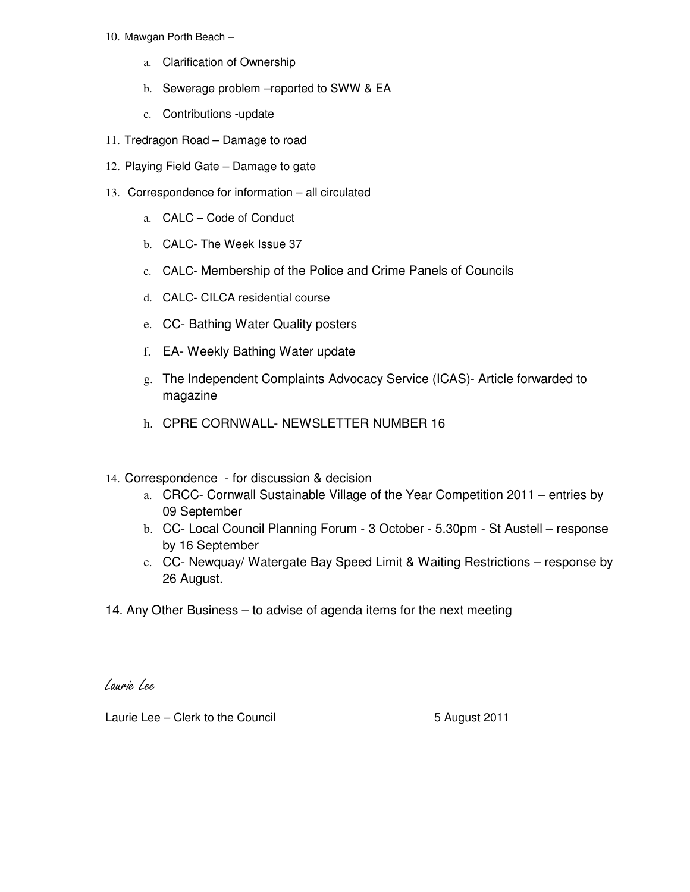10. Mawgan Porth Beach –

    a. Clarification of Ownership

    b. Sewerage problem –reported to SWW & EA

    c. Contributions -update

11. Tredragon Road – Damage to road

12. Playing Field Gate – Damage to gate

13. Correspondence for information – all circulated

    a. CALC – Code of Conduct

    b. CALC- The Week Issue 37

    c. CALC- Membership of the Police and Crime Panels of Councils

    d. CALC- CILCA residential course

    e. CC- Bathing Water Quality posters

    f. EA- Weekly Bathing Water update

    g. The Independent Complaints Advocacy Service (ICAS)- Article forwarded to magazine

    h. CPRE CORNWALL- NEWSLETTER NUMBER 16

14. Correspondence - for discussion & decision

    a. CRCC- Cornwall Sustainable Village of the Year Competition 2011 – entries by 09 September
    b. CC- Local Council Planning Forum - 3 October - 5.30pm - St Austell – response by 16 September
    c. CC- Newquay/ Watergate Bay Speed Limit & Waiting Restrictions – response by 26 August.

14. Any Other Business – to advise of agenda items for the next meeting

*Laurie Lee*

Laurie Lee – Clerk to the Council 5 August 2011